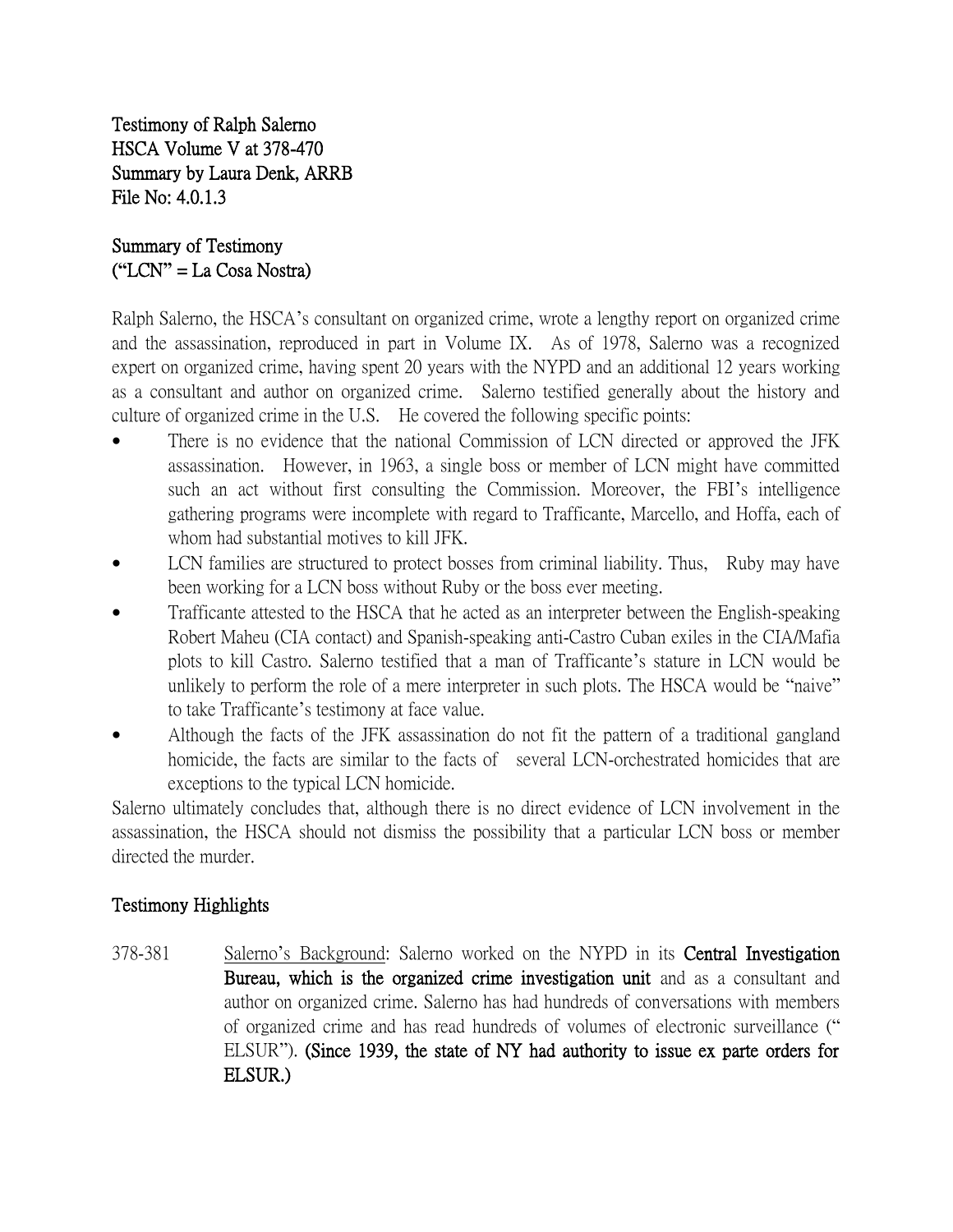**Testimony of Ralph Salerno**
**HSCA Volume V at 378-470**
**Summary by Laura Denk, ARRB**
**File No: 4.0.1.3**

**Summary of Testimony**
**("LCN" = La Cosa Nostra)**

Ralph Salerno, the HSCA's consultant on organized crime, wrote a lengthy report on organized crime and the assassination, reproduced in part in Volume IX. As of 1978, Salerno was a recognized expert on organized crime, having spent 20 years with the NYPD and an additional 12 years working as a consultant and author on organized crime. Salerno testified generally about the history and culture of organized crime in the U.S. He covered the following specific points:

- There is no evidence that the national Commission of LCN directed or approved the JFK assassination. However, in 1963, a single boss or member of LCN might have committed such an act without first consulting the Commission. Moreover, the FBI's intelligence gathering programs were incomplete with regard to Trafficante, Marcello, and Hoffa, each of whom had substantial motives to kill JFK.
- LCN families are structured to protect bosses from criminal liability. Thus, Ruby may have been working for a LCN boss without Ruby or the boss ever meeting.
- Trafficante attested to the HSCA that he acted as an interpreter between the English-speaking Robert Maheu (CIA contact) and Spanish-speaking anti-Castro Cuban exiles in the CIA/Mafia plots to kill Castro. Salerno testified that a man of Trafficante's stature in LCN would be unlikely to perform the role of a mere interpreter in such plots. The HSCA would be "naive" to take Trafficante's testimony at face value.
- Although the facts of the JFK assassination do not fit the pattern of a traditional gangland homicide, the facts are similar to the facts of several LCN-orchestrated homicides that are exceptions to the typical LCN homicide.

Salerno ultimately concludes that, although there is no direct evidence of LCN involvement in the assassination, the HSCA should not dismiss the possibility that a particular LCN boss or member directed the murder.

**Testimony Highlights**

378-381 Salerno's Background: Salerno worked on the NYPD in its **Central Investigation Bureau, which is the organized crime investigation unit** and as a consultant and author on organized crime. Salerno has had hundreds of conversations with members of organized crime and has read hundreds of volumes of electronic surveillance ("ELSUR"). **(Since 1939, the state of NY had authority to issue ex parte orders for ELSUR.)**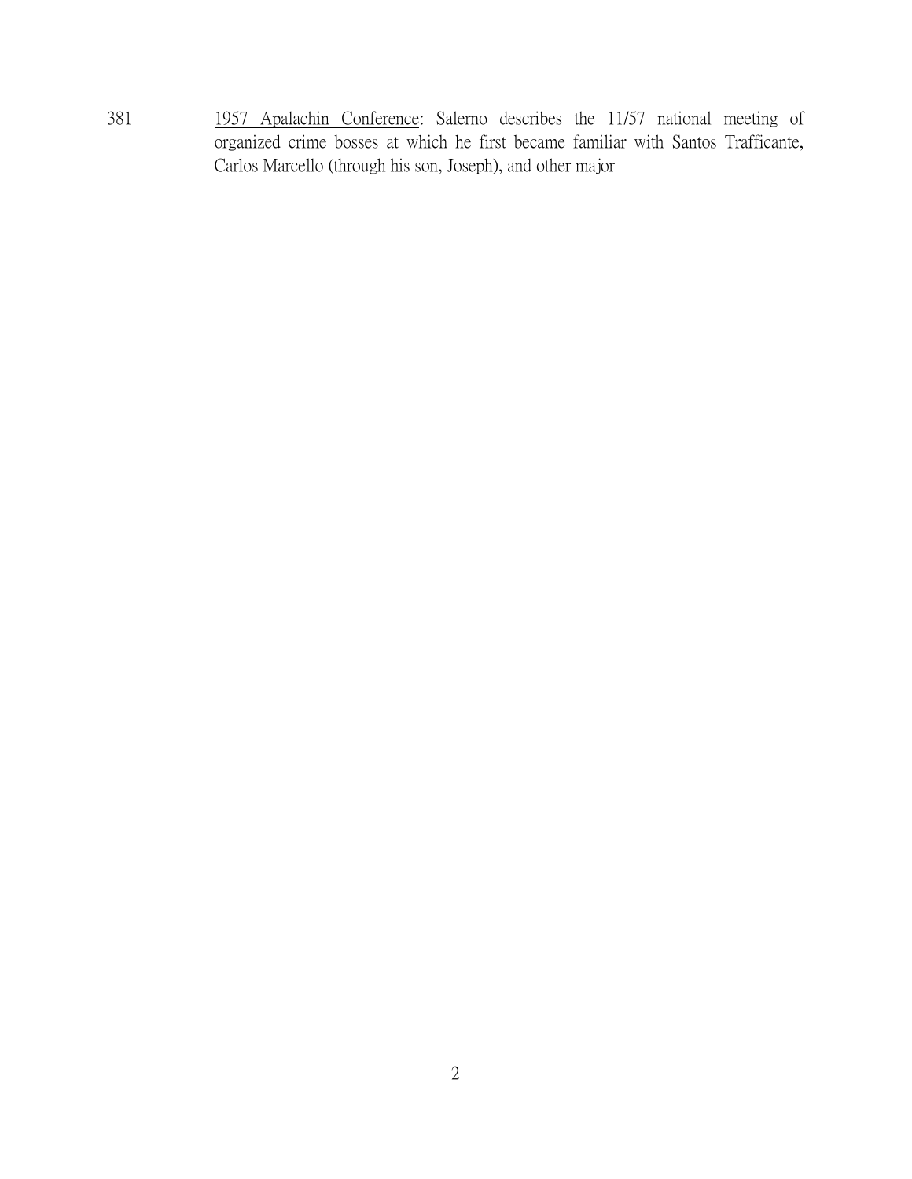381 <u>1957 Apalachin Conference</u>: Salerno describes the 11/57 national meeting of organized crime bosses at which he first became familiar with Santos Trafficante, Carlos Marcello (through his son, Joseph), and other major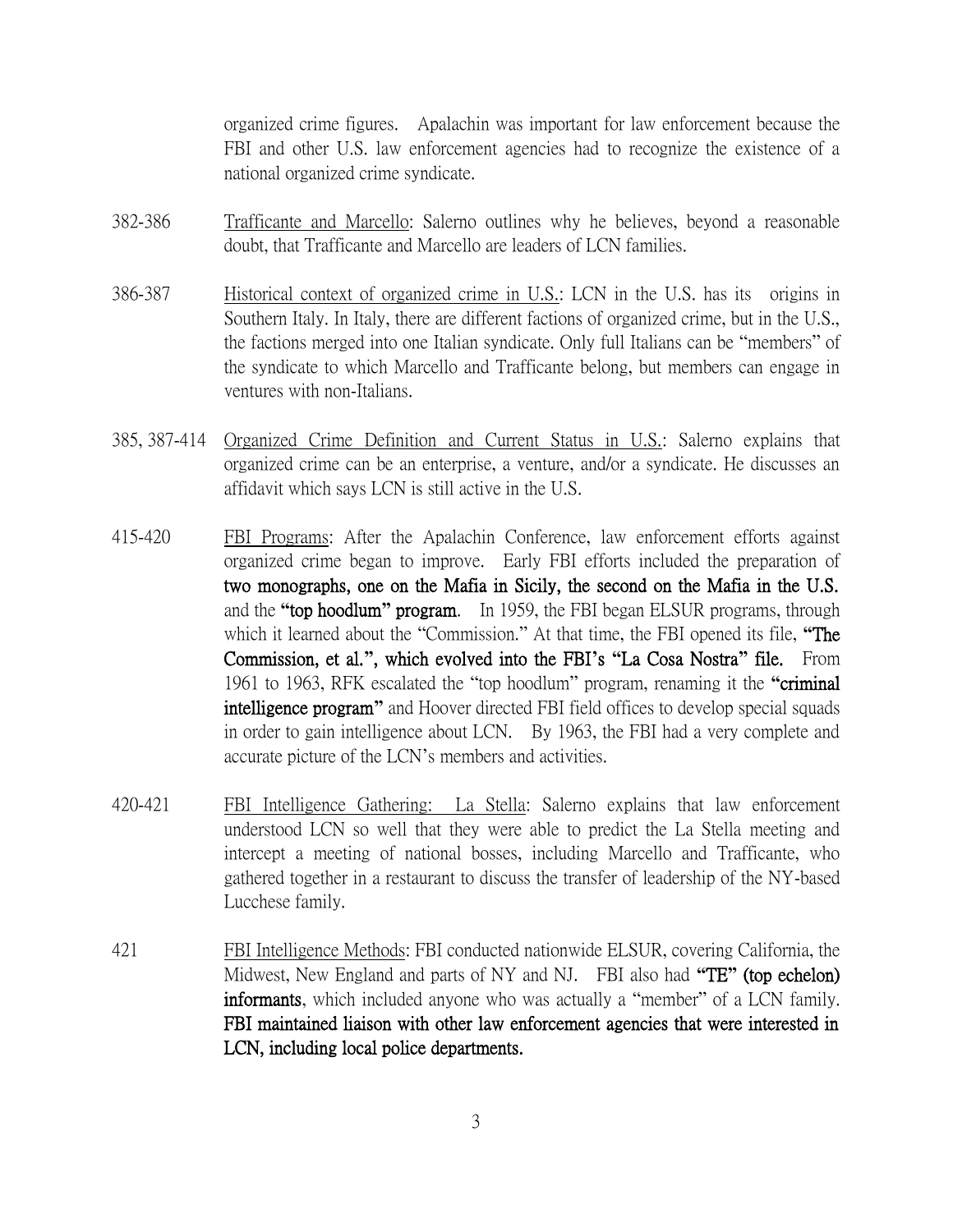organized crime figures. Apalachin was important for law enforcement because the FBI and other U.S. law enforcement agencies had to recognize the existence of a national organized crime syndicate.

382-386 <u>Trafficante and Marcello</u>: Salerno outlines why he believes, beyond a reasonable doubt, that Trafficante and Marcello are leaders of LCN families.

386-387 <u>Historical context of organized crime in U.S.</u>: LCN in the U.S. has its origins in Southern Italy. In Italy, there are different factions of organized crime, but in the U.S., the factions merged into one Italian syndicate. Only full Italians can be "members" of the syndicate to which Marcello and Trafficante belong, but members can engage in ventures with non-Italians.

385, 387-414 <u>Organized Crime Definition and Current Status in U.S.</u>: Salerno explains that organized crime can be an enterprise, a venture, and/or a syndicate. He discusses an affidavit which says LCN is still active in the U.S.

415-420 <u>FBI Programs</u>: After the Apalachin Conference, law enforcement efforts against organized crime began to improve. Early FBI efforts included the preparation of **two monographs, one on the Mafia in Sicily, the second on the Mafia in the U.S.** and the **"top hoodlum" program**. In 1959, the FBI began ELSUR programs, through which it learned about the "Commission." At that time, the FBI opened its file, **"The Commission, et al.", which evolved into the FBI's "La Cosa Nostra" file.** From 1961 to 1963, RFK escalated the "top hoodlum" program, renaming it the **"criminal intelligence program"** and Hoover directed FBI field offices to develop special squads in order to gain intelligence about LCN. By 1963, the FBI had a very complete and accurate picture of the LCN's members and activities.

420-421 <u>FBI Intelligence Gathering: La Stella</u>: Salerno explains that law enforcement understood LCN so well that they were able to predict the La Stella meeting and intercept a meeting of national bosses, including Marcello and Trafficante, who gathered together in a restaurant to discuss the transfer of leadership of the NY-based Lucchese family.

421 <u>FBI Intelligence Methods</u>: FBI conducted nationwide ELSUR, covering California, the Midwest, New England and parts of NY and NJ. FBI also had **"TE" (top echelon) informants**, which included anyone who was actually a "member" of a LCN family. **FBI maintained liaison with other law enforcement agencies that were interested in LCN, including local police departments.**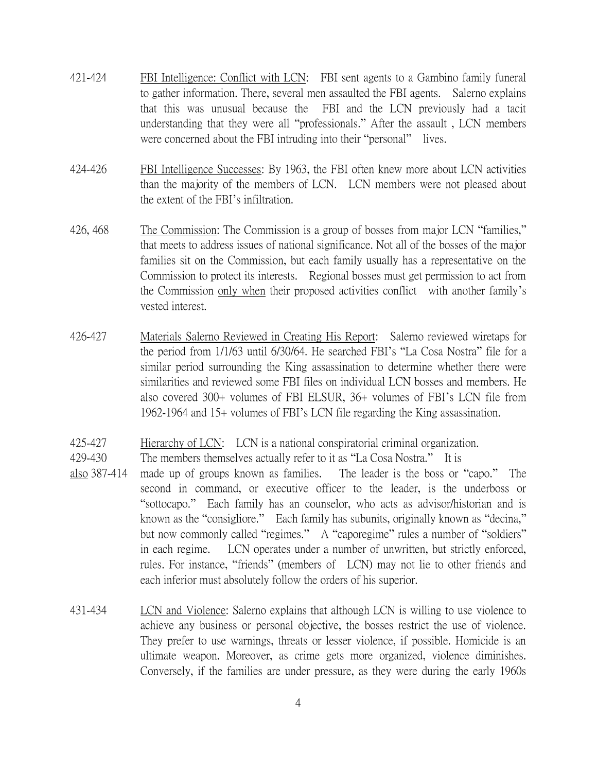421-424 <u>FBI Intelligence: Conflict with LCN</u>: FBI sent agents to a Gambino family funeral to gather information. There, several men assaulted the FBI agents. Salerno explains that this was unusual because the FBI and the LCN previously had a tacit understanding that they were all "professionals." After the assault , LCN members were concerned about the FBI intruding into their "personal" lives.

424-426 <u>FBI Intelligence Successes</u>: By 1963, the FBI often knew more about LCN activities than the majority of the members of LCN. LCN members were not pleased about the extent of the FBI's infiltration.

426, 468 <u>The Commission</u>: The Commission is a group of bosses from major LCN "families," that meets to address issues of national significance. Not all of the bosses of the major families sit on the Commission, but each family usually has a representative on the Commission to protect its interests. Regional bosses must get permission to act from the Commission <u>only when</u> their proposed activities conflict with another family's vested interest.

426-427 <u>Materials Salerno Reviewed in Creating His Report</u>: Salerno reviewed wiretaps for the period from 1/1/63 until 6/30/64. He searched FBI's "La Cosa Nostra" file for a similar period surrounding the King assassination to determine whether there were similarities and reviewed some FBI files on individual LCN bosses and members. He also covered 300+ volumes of FBI ELSUR, 36+ volumes of FBI's LCN file from 1962-1964 and 15+ volumes of FBI's LCN file regarding the King assassination.

425-427
429-430
<u>also</u> 387-414 <u>Hierarchy of LCN</u>: LCN is a national conspiratorial criminal organization. The members themselves actually refer to it as "La Cosa Nostra." It is made up of groups known as families. The leader is the boss or "capo." The second in command, or executive officer to the leader, is the underboss or "sottocapo." Each family has an counselor, who acts as advisor/historian and is known as the "consigliore." Each family has subunits, originally known as "decina," but now commonly called "regimes." A "caporegime" rules a number of "soldiers" in each regime. LCN operates under a number of unwritten, but strictly enforced, rules. For instance, "friends" (members of LCN) may not lie to other friends and each inferior must absolutely follow the orders of his superior.

431-434 <u>LCN and Violence</u>: Salerno explains that although LCN is willing to use violence to achieve any business or personal objective, the bosses restrict the use of violence. They prefer to use warnings, threats or lesser violence, if possible. Homicide is an ultimate weapon. Moreover, as crime gets more organized, violence diminishes. Conversely, if the families are under pressure, as they were during the early 1960s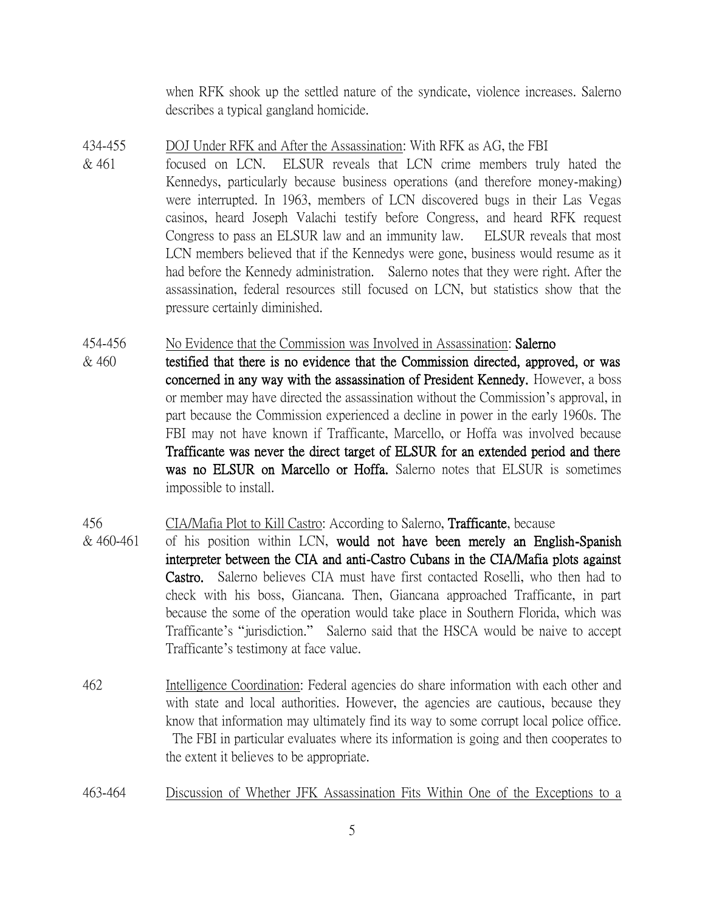when RFK shook up the settled nature of the syndicate, violence increases. Salerno describes a typical gangland homicide.

434-455 & 461 DOJ Under RFK and After the Assassination: With RFK as AG, the FBI focused on LCN. ELSUR reveals that LCN crime members truly hated the Kennedys, particularly because business operations (and therefore money-making) were interrupted. In 1963, members of LCN discovered bugs in their Las Vegas casinos, heard Joseph Valachi testify before Congress, and heard RFK request Congress to pass an ELSUR law and an immunity law. ELSUR reveals that most LCN members believed that if the Kennedys were gone, business would resume as it had before the Kennedy administration. Salerno notes that they were right. After the assassination, federal resources still focused on LCN, but statistics show that the pressure certainly diminished.

454-456 & 460 No Evidence that the Commission was Involved in Assassination: **Salerno testified that there is no evidence that the Commission directed, approved, or was concerned in any way with the assassination of President Kennedy.** However, a boss or member may have directed the assassination without the Commission's approval, in part because the Commission experienced a decline in power in the early 1960s. The FBI may not have known if Trafficante, Marcello, or Hoffa was involved because **Trafficante was never the direct target of ELSUR for an extended period and there was no ELSUR on Marcello or Hoffa.** Salerno notes that ELSUR is sometimes impossible to install.

456 & 460-461 CIA/Mafia Plot to Kill Castro: According to Salerno, **Trafficante**, because of his position within LCN, **would not have been merely an English-Spanish interpreter between the CIA and anti-Castro Cubans in the CIA/Mafia plots against Castro.** Salerno believes CIA must have first contacted Roselli, who then had to check with his boss, Giancana. Then, Giancana approached Trafficante, in part because the some of the operation would take place in Southern Florida, which was Trafficante's "jurisdiction." Salerno said that the HSCA would be naive to accept Trafficante's testimony at face value.

462 Intelligence Coordination: Federal agencies do share information with each other and with state and local authorities. However, the agencies are cautious, because they know that information may ultimately find its way to some corrupt local police office. The FBI in particular evaluates where its information is going and then cooperates to the extent it believes to be appropriate.

463-464 Discussion of Whether JFK Assassination Fits Within One of the Exceptions to a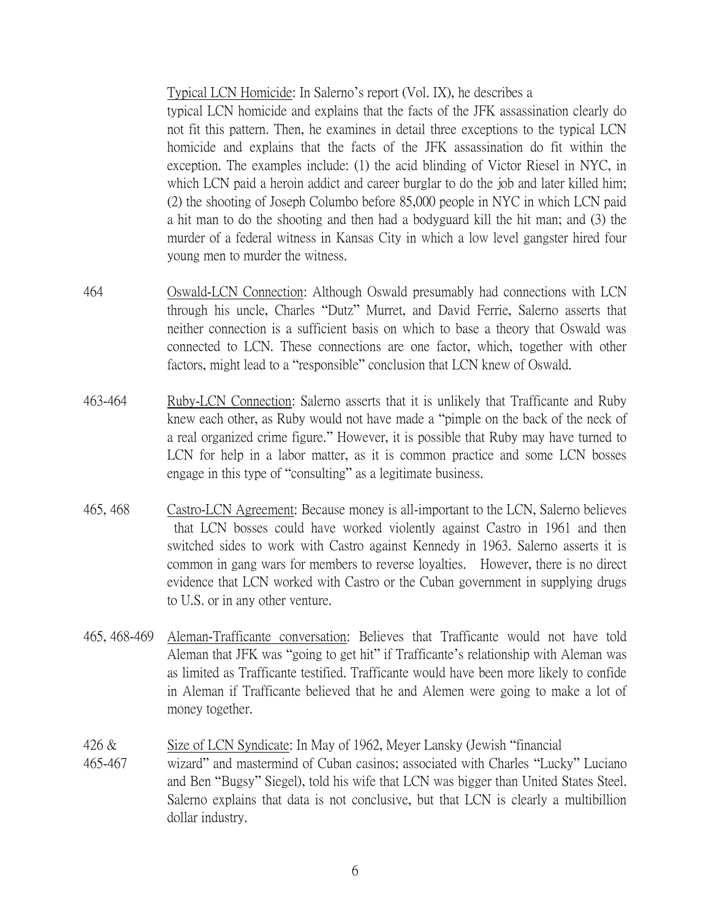Typical LCN Homicide: In Salerno's report (Vol. IX), he describes a typical LCN homicide and explains that the facts of the JFK assassination clearly do not fit this pattern. Then, he examines in detail three exceptions to the typical LCN homicide and explains that the facts of the JFK assassination do fit within the exception. The examples include: (1) the acid blinding of Victor Riesel in NYC, in which LCN paid a heroin addict and career burglar to do the job and later killed him; (2) the shooting of Joseph Columbo before 85,000 people in NYC in which LCN paid a hit man to do the shooting and then had a bodyguard kill the hit man; and (3) the murder of a federal witness in Kansas City in which a low level gangster hired four young men to murder the witness.

464 — Oswald-LCN Connection: Although Oswald presumably had connections with LCN through his uncle, Charles "Dutz" Murret, and David Ferrie, Salerno asserts that neither connection is a sufficient basis on which to base a theory that Oswald was connected to LCN. These connections are one factor, which, together with other factors, might lead to a "responsible" conclusion that LCN knew of Oswald.

463-464 — Ruby-LCN Connection: Salerno asserts that it is unlikely that Trafficante and Ruby knew each other, as Ruby would not have made a "pimple on the back of the neck of a real organized crime figure." However, it is possible that Ruby may have turned to LCN for help in a labor matter, as it is common practice and some LCN bosses engage in this type of "consulting" as a legitimate business.

465, 468 — Castro-LCN Agreement: Because money is all-important to the LCN, Salerno believes that LCN bosses could have worked violently against Castro in 1961 and then switched sides to work with Castro against Kennedy in 1963. Salerno asserts it is common in gang wars for members to reverse loyalties. However, there is no direct evidence that LCN worked with Castro or the Cuban government in supplying drugs to U.S. or in any other venture.

465, 468-469 — Aleman-Trafficante conversation: Believes that Trafficante would not have told Aleman that JFK was "going to get hit" if Trafficante's relationship with Aleman was as limited as Trafficante testified. Trafficante would have been more likely to confide in Aleman if Trafficante believed that he and Alemen were going to make a lot of money together.

426 & 465-467 — Size of LCN Syndicate: In May of 1962, Meyer Lansky (Jewish "financial wizard" and mastermind of Cuban casinos; associated with Charles "Lucky" Luciano and Ben "Bugsy" Siegel), told his wife that LCN was bigger than United States Steel. Salerno explains that data is not conclusive, but that LCN is clearly a multibillion dollar industry.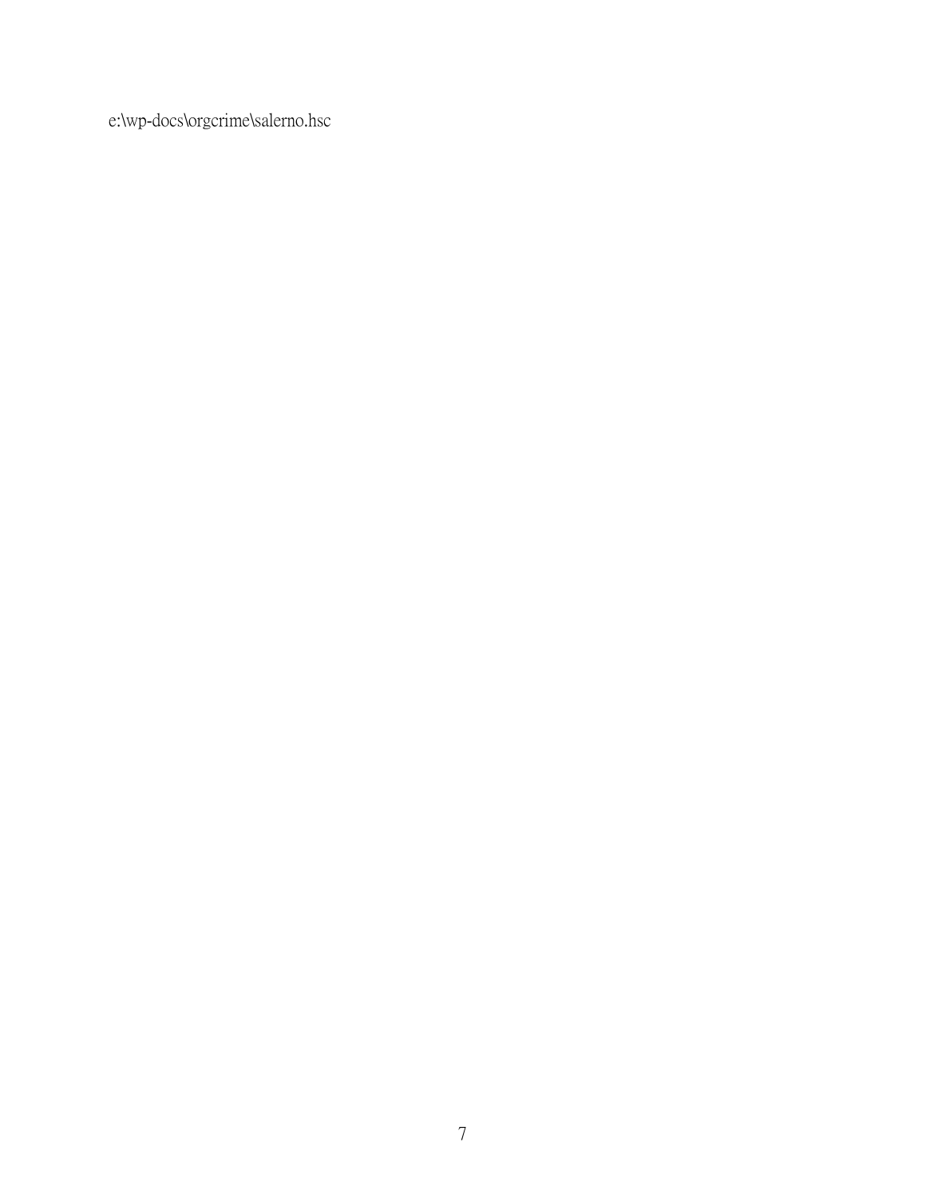e:\wp-docs\orgcrime\salerno.hsc